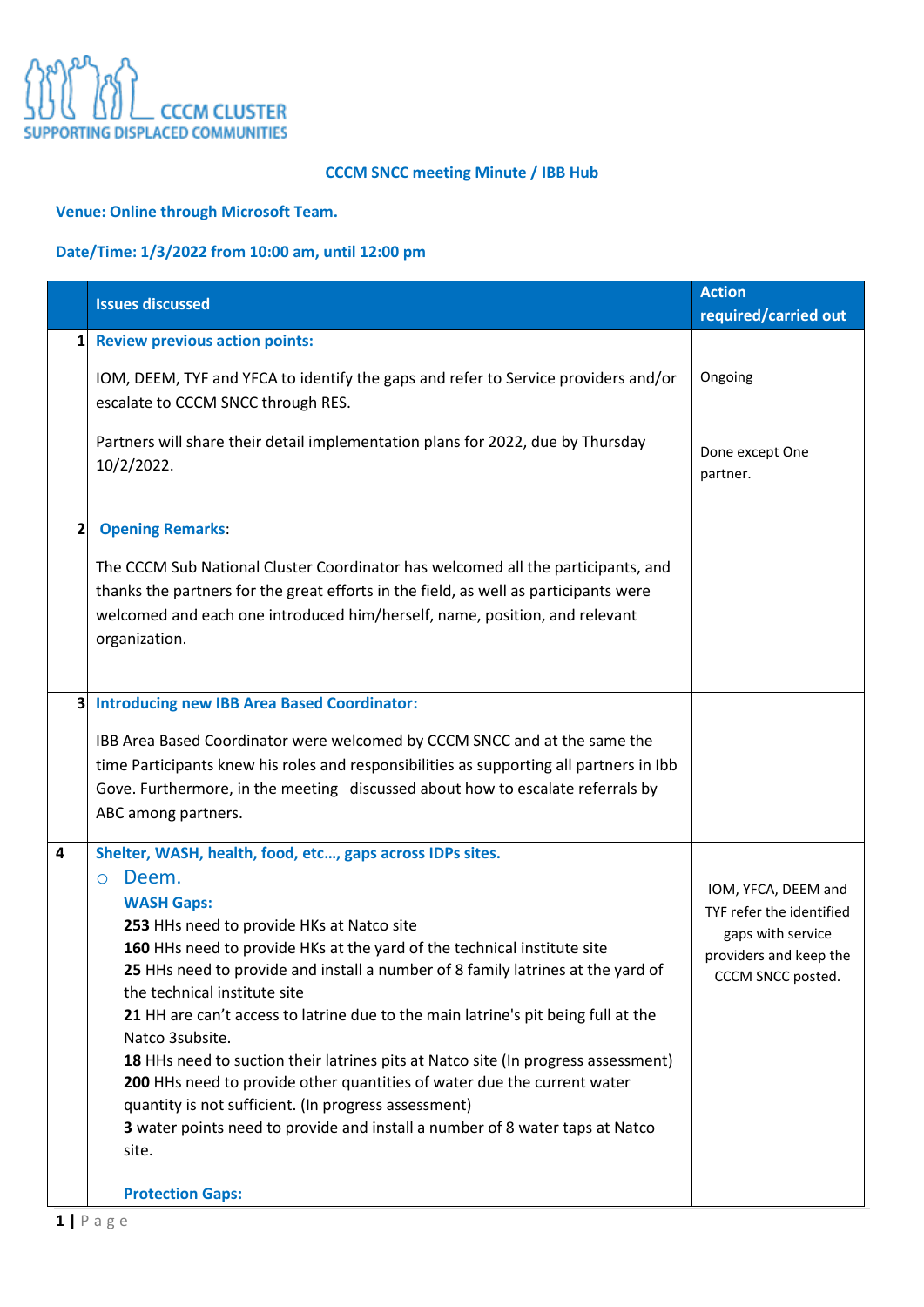CCCM CLUSTER
SUPPORTING DISPLACED COMMUNITIES

**CCCM SNCC meeting Minute / IBB Hub**

**Venue: Online through Microsoft Team.**

**Date/Time: 1/3/2022 from 10:00 am, until 12:00 pm**

| | Issues discussed | Action required/carried out |
|---|---|---|
| 1 | **Review previous action points:**<br><br>IOM, DEEM, TYF and YFCA to identify the gaps and refer to Service providers and/or escalate to CCCM SNCC through RES.<br><br>Partners will share their detail implementation plans for 2022, due by Thursday 10/2/2022. | Ongoing<br><br>Done except One partner. |
| 2 | **Opening Remarks**:<br><br>The CCCM Sub National Cluster Coordinator has welcomed all the participants, and thanks the partners for the great efforts in the field, as well as participants were welcomed and each one introduced him/herself, name, position, and relevant organization. | |
| 3 | **Introducing new IBB Area Based Coordinator:**<br><br>IBB Area Based Coordinator were welcomed by CCCM SNCC and at the same the time Participants knew his roles and responsibilities as supporting all partners in Ibb Gove. Furthermore, in the meeting discussed about how to escalate referrals by ABC among partners. | |
| 4 | **Shelter, WASH, health, food, etc…, gaps across IDPs sites.**<br>○ Deem.<br>**WASH Gaps:**<br>**253** HHs need to provide HKs at Natco site<br>**160** HHs need to provide HKs at the yard of the technical institute site<br>**25** HHs need to provide and install a number of 8 family latrines at the yard of the technical institute site<br>**21** HH are can't access to latrine due to the main latrine's pit being full at the Natco 3subsite.<br>**18** HHs need to suction their latrines pits at Natco site (In progress assessment)<br>**200** HHs need to provide other quantities of water due the current water quantity is not sufficient. (In progress assessment)<br>**3** water points need to provide and install a number of 8 water taps at Natco site.<br><br>**Protection Gaps:** | IOM, YFCA, DEEM and TYF refer the identified gaps with service providers and keep the CCCM SNCC posted. |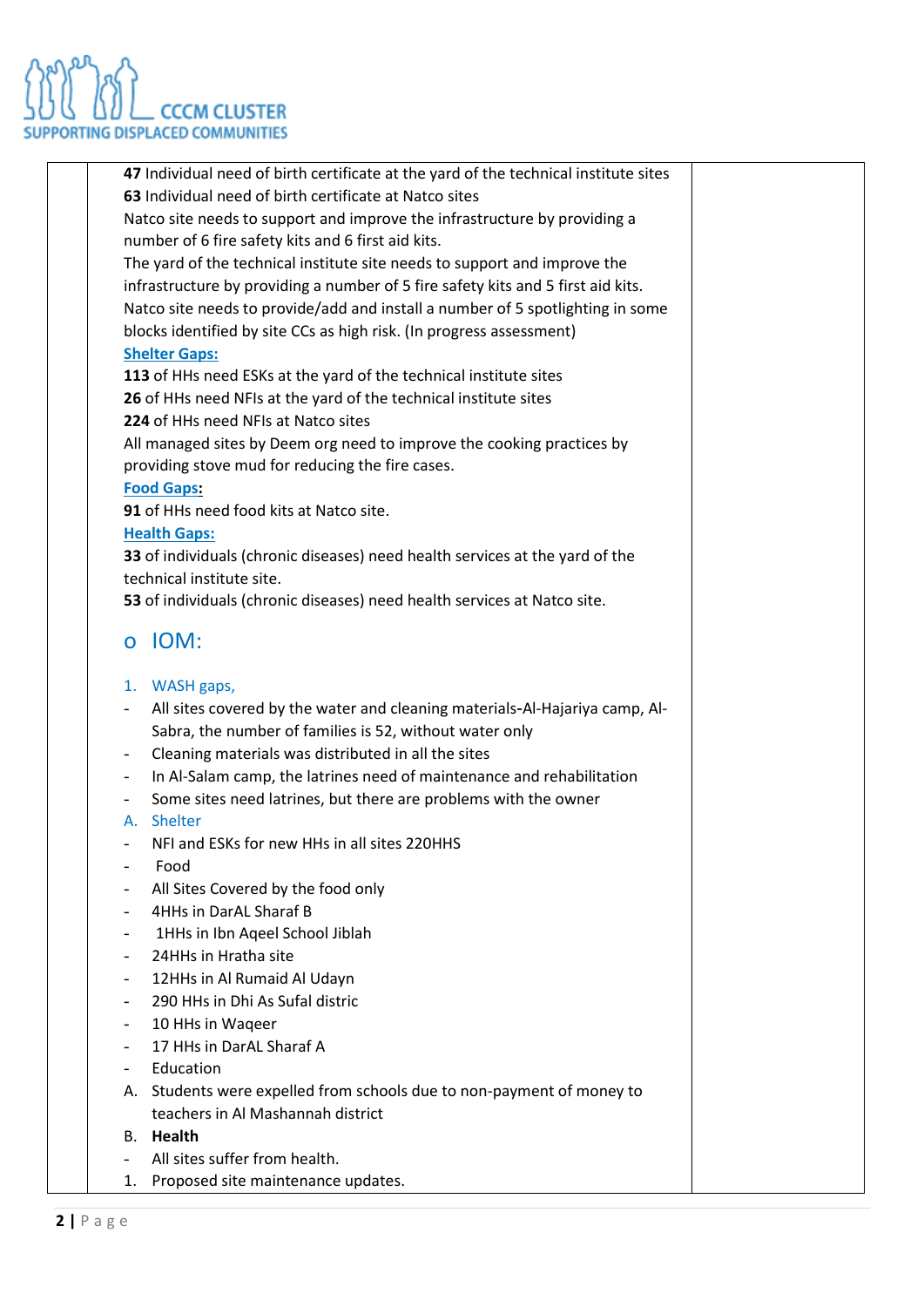**47** Individual need of birth certificate at the yard of the technical institute sites
**63** Individual need of birth certificate at Natco sites
Natco site needs to support and improve the infrastructure by providing a number of 6 fire safety kits and 6 first aid kits.
The yard of the technical institute site needs to support and improve the infrastructure by providing a number of 5 fire safety kits and 5 first aid kits.
Natco site needs to provide/add and install a number of 5 spotlighting in some blocks identified by site CCs as high risk. (In progress assessment)

**Shelter Gaps:**
**113** of HHs need ESKs at the yard of the technical institute sites
**26** of HHs need NFIs at the yard of the technical institute sites
**224** of HHs need NFIs at Natco sites
All managed sites by Deem org need to improve the cooking practices by providing stove mud for reducing the fire cases.

**Food Gaps:**
**91** of HHs need food kits at Natco site.

**Health Gaps:**
**33** of individuals (chronic diseases) need health services at the yard of the technical institute site.
**53** of individuals (chronic diseases) need health services at Natco site.

## IOM:

1. WASH gaps,

- All sites covered by the water and cleaning materials-Al-Hajariya camp, Al-Sabra, the number of families is 52, without water only
- Cleaning materials was distributed in all the sites
- In Al-Salam camp, the latrines need of maintenance and rehabilitation
- Some sites need latrines, but there are problems with the owner

A. Shelter

- NFI and ESKs for new HHs in all sites 220HHS
- Food
- All Sites Covered by the food only
- 4HHs in DarAL Sharaf B
- 1HHs in Ibn Aqeel School Jiblah
- 24HHs in Hratha site
- 12HHs in Al Rumaid Al Udayn
- 290 HHs in Dhi As Sufal distric
- 10 HHs in Waqeer
- 17 HHs in DarAL Sharaf A
- Education

A. Students were expelled from schools due to non-payment of money to teachers in Al Mashannah district

B. **Health**

- All sites suffer from health.

1. Proposed site maintenance updates.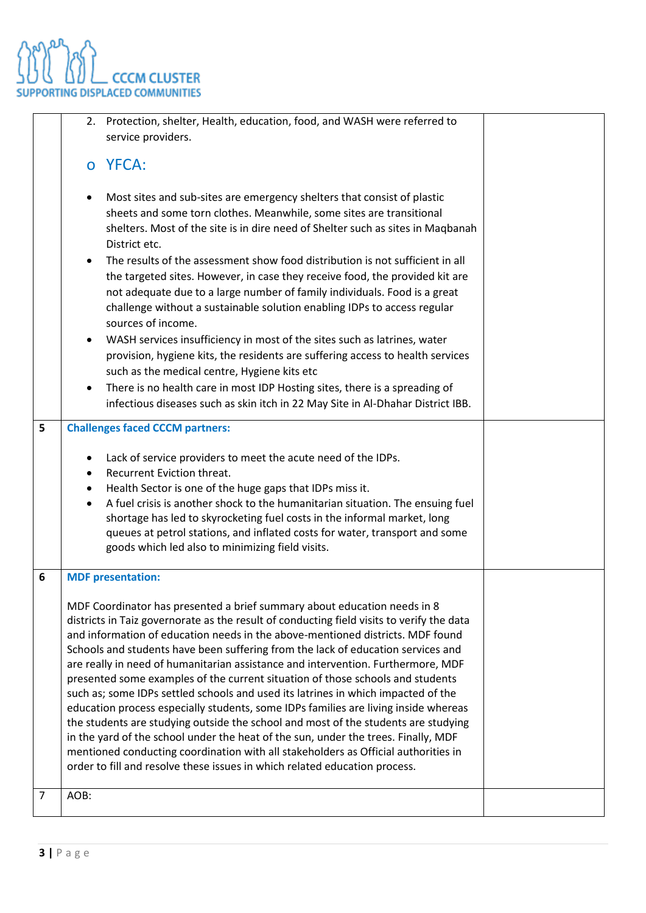| | | |
|---|---|---|
| | 2. Protection, shelter, Health, education, food, and WASH were referred to service providers.<br><br>o YFCA:<br><br>• Most sites and sub-sites are emergency shelters that consist of plastic sheets and some torn clothes. Meanwhile, some sites are transitional shelters. Most of the site is in dire need of Shelter such as sites in Maqbanah District etc.<br>• The results of the assessment show food distribution is not sufficient in all the targeted sites. However, in case they receive food, the provided kit are not adequate due to a large number of family individuals. Food is a great challenge without a sustainable solution enabling IDPs to access regular sources of income.<br>• WASH services insufficiency in most of the sites such as latrines, water provision, hygiene kits, the residents are suffering access to health services such as the medical centre, Hygiene kits etc<br>• There is no health care in most IDP Hosting sites, there is a spreading of infectious diseases such as skin itch in 22 May Site in Al-Dhahar District IBB. | |
| 5 | **Challenges faced CCCM partners:**<br><br>• Lack of service providers to meet the acute need of the IDPs.<br>• Recurrent Eviction threat.<br>• Health Sector is one of the huge gaps that IDPs miss it.<br>• A fuel crisis is another shock to the humanitarian situation. The ensuing fuel shortage has led to skyrocketing fuel costs in the informal market, long queues at petrol stations, and inflated costs for water, transport and some goods which led also to minimizing field visits. | |
| 6 | **MDF presentation:**<br><br>MDF Coordinator has presented a brief summary about education needs in 8 districts in Taiz governorate as the result of conducting field visits to verify the data and information of education needs in the above-mentioned districts. MDF found Schools and students have been suffering from the lack of education services and are really in need of humanitarian assistance and intervention. Furthermore, MDF presented some examples of the current situation of those schools and students such as; some IDPs settled schools and used its latrines in which impacted of the education process especially students, some IDPs families are living inside whereas the students are studying outside the school and most of the students are studying in the yard of the school under the heat of the sun, under the trees. Finally, MDF mentioned conducting coordination with all stakeholders as Official authorities in order to fill and resolve these issues in which related education process. | |
| 7 | AOB: | |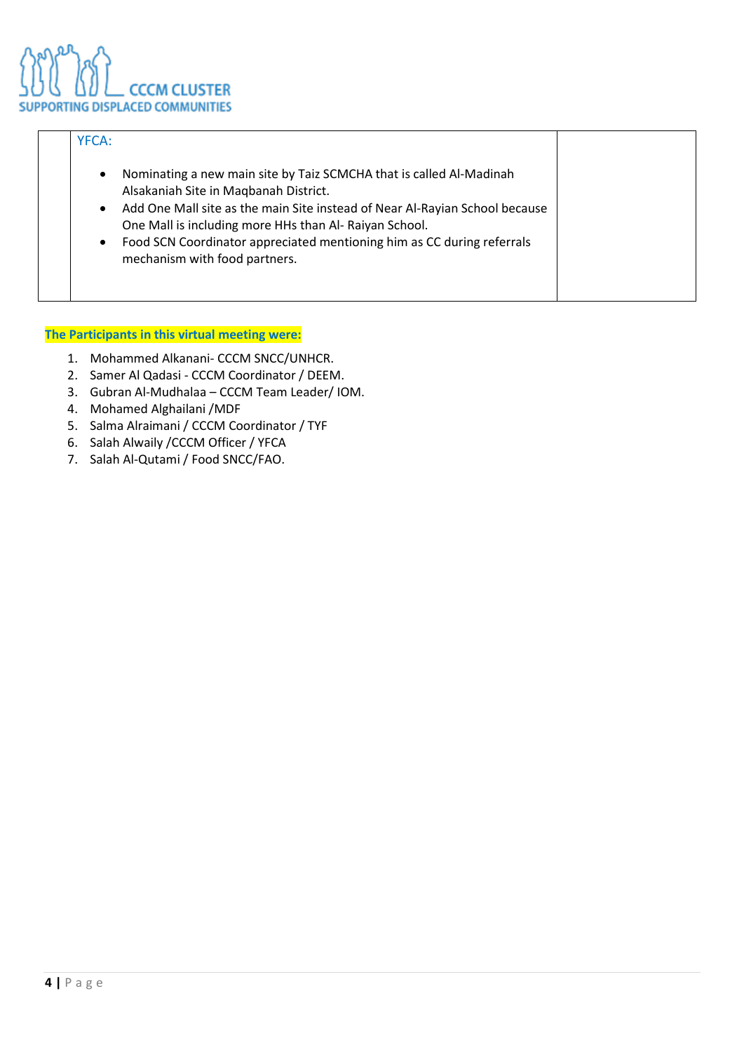| | | |
|---|---|---|
| | YFCA:<br><br>- Nominating a new main site by Taiz SCMCHA that is called Al-Madinah Alsakaniah Site in Maqbanah District.<br>- Add One Mall site as the main Site instead of Near Al-Rayian School because One Mall is including more HHs than Al- Raiyan School.<br>- Food SCN Coordinator appreciated mentioning him as CC during referrals mechanism with food partners. | |

**The Participants in this virtual meeting were:**

1. Mohammed Alkanani- CCCM SNCC/UNHCR.
2. Samer Al Qadasi - CCCM Coordinator / DEEM.
3. Gubran Al-Mudhalaa – CCCM Team Leader/ IOM.
4. Mohamed Alghailani /MDF
5. Salma Alraimani / CCCM Coordinator / TYF
6. Salah Alwaily /CCCM Officer / YFCA
7. Salah Al-Qutami / Food SNCC/FAO.